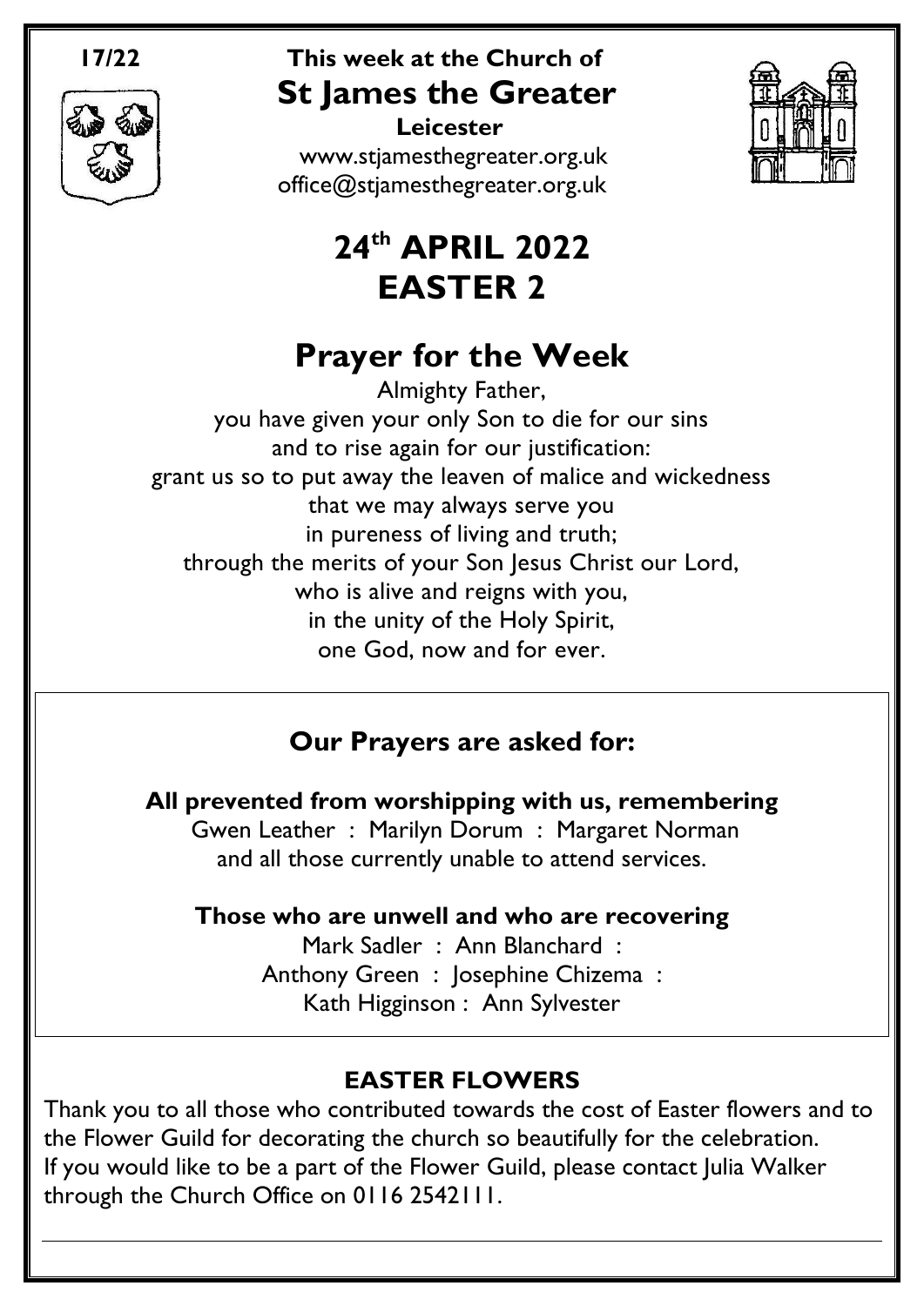**17/22**

**This week at the Church of**

# St James the Greater

**Leicester**

www.stjamesthegreater.org.uk
office@stjamesthegreater.org.uk

# 24th APRIL 2022
# EASTER 2

## Prayer for the Week

Almighty Father,
you have given your only Son to die for our sins
and to rise again for our justification:
grant us so to put away the leaven of malice and wickedness
that we may always serve you
in pureness of living and truth;
through the merits of your Son Jesus Christ our Lord,
who is alive and reigns with you,
in the unity of the Holy Spirit,
one God, now and for ever.

### Our Prayers are asked for:

**All prevented from worshipping with us, remembering**

Gwen Leather : Marilyn Dorum : Margaret Norman
and all those currently unable to attend services.

**Those who are unwell and who are recovering**

Mark Sadler : Ann Blanchard :
Anthony Green : Josephine Chizema :
Kath Higginson : Ann Sylvester

### EASTER FLOWERS

Thank you to all those who contributed towards the cost of Easter flowers and to the Flower Guild for decorating the church so beautifully for the celebration. If you would like to be a part of the Flower Guild, please contact Julia Walker through the Church Office on 0116 2542111.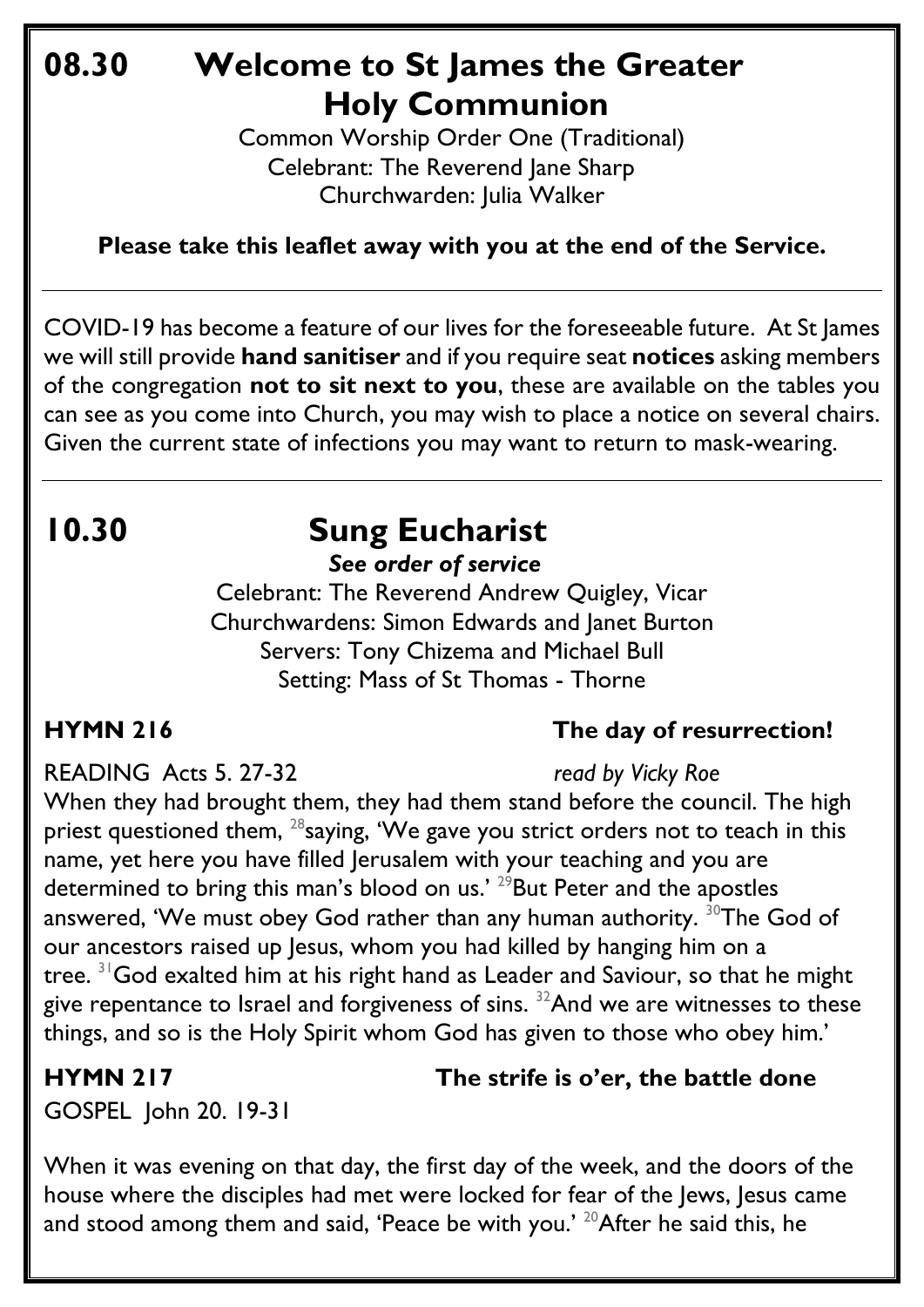# 08.30 Welcome to St James the Greater Holy Communion

Common Worship Order One (Traditional)
Celebrant: The Reverend Jane Sharp
Churchwarden: Julia Walker

**Please take this leaflet away with you at the end of the Service.**

---

COVID-19 has become a feature of our lives for the foreseeable future. At St James we will still provide **hand sanitiser** and if you require seat **notices** asking members of the congregation **not to sit next to you**, these are available on the tables you can see as you come into Church, you may wish to place a notice on several chairs. Given the current state of infections you may want to return to mask-wearing.

---

# 10.30 Sung Eucharist

***See order of service***

Celebrant: The Reverend Andrew Quigley, Vicar
Churchwardens: Simon Edwards and Janet Burton
Servers: Tony Chizema and Michael Bull
Setting: Mass of St Thomas - Thorne

**HYMN 216** **The day of resurrection!**

READING Acts 5. 27-32 *read by Vicky Roe*

When they had brought them, they had them stand before the council. The high priest questioned them, [28]saying, 'We gave you strict orders not to teach in this name, yet here you have filled Jerusalem with your teaching and you are determined to bring this man's blood on us.' [29]But Peter and the apostles answered, 'We must obey God rather than any human authority. [30]The God of our ancestors raised up Jesus, whom you had killed by hanging him on a tree. [31]God exalted him at his right hand as Leader and Saviour, so that he might give repentance to Israel and forgiveness of sins. [32]And we are witnesses to these things, and so is the Holy Spirit whom God has given to those who obey him.'

**HYMN 217** **The strife is o'er, the battle done**

GOSPEL John 20. 19-31

When it was evening on that day, the first day of the week, and the doors of the house where the disciples had met were locked for fear of the Jews, Jesus came and stood among them and said, 'Peace be with you.' [20]After he said this, he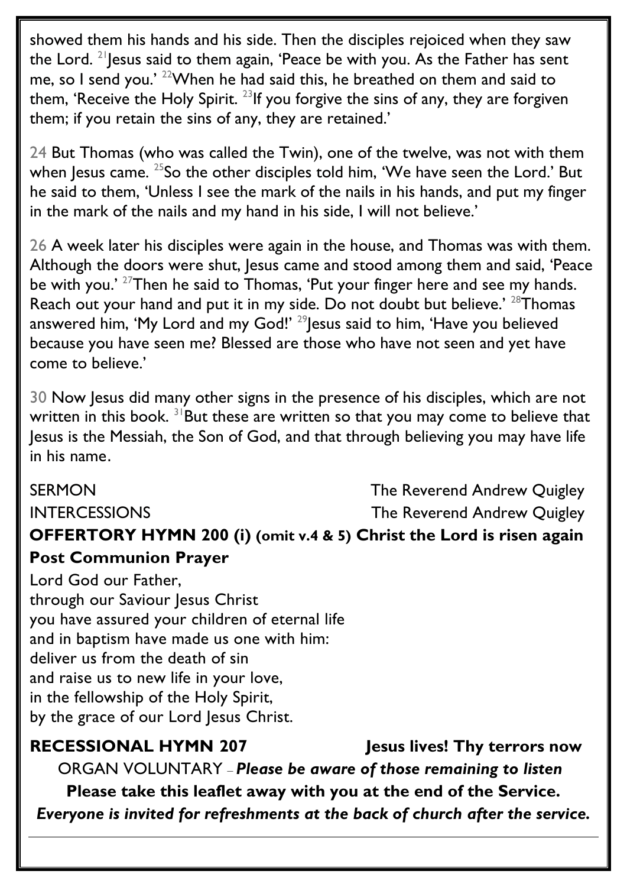showed them his hands and his side. Then the disciples rejoiced when they saw the Lord. [21]Jesus said to them again, 'Peace be with you. As the Father has sent me, so I send you.' [22]When he had said this, he breathed on them and said to them, 'Receive the Holy Spirit. [23]If you forgive the sins of any, they are forgiven them; if you retain the sins of any, they are retained.'

24 But Thomas (who was called the Twin), one of the twelve, was not with them when Jesus came. [25]So the other disciples told him, 'We have seen the Lord.' But he said to them, 'Unless I see the mark of the nails in his hands, and put my finger in the mark of the nails and my hand in his side, I will not believe.'

26 A week later his disciples were again in the house, and Thomas was with them. Although the doors were shut, Jesus came and stood among them and said, 'Peace be with you.' [27]Then he said to Thomas, 'Put your finger here and see my hands. Reach out your hand and put it in my side. Do not doubt but believe.' [28]Thomas answered him, 'My Lord and my God!' [29]Jesus said to him, 'Have you believed because you have seen me? Blessed are those who have not seen and yet have come to believe.'

30 Now Jesus did many other signs in the presence of his disciples, which are not written in this book. [31]But these are written so that you may come to believe that Jesus is the Messiah, the Son of God, and that through believing you may have life in his name.

SERMON The Reverend Andrew Quigley

INTERCESSIONS The Reverend Andrew Quigley

**OFFERTORY HYMN 200 (i) (omit v.4 & 5) Christ the Lord is risen again**

**Post Communion Prayer**

Lord God our Father,
through our Saviour Jesus Christ
you have assured your children of eternal life
and in baptism have made us one with him:
deliver us from the death of sin
and raise us to new life in your love,
in the fellowship of the Holy Spirit,
by the grace of our Lord Jesus Christ.

**RECESSIONAL HYMN 207 Jesus lives! Thy terrors now**

ORGAN VOLUNTARY – ***Please be aware of those remaining to listen***

**Please take this leaflet away with you at the end of the Service.**

***Everyone is invited for refreshments at the back of church after the service.***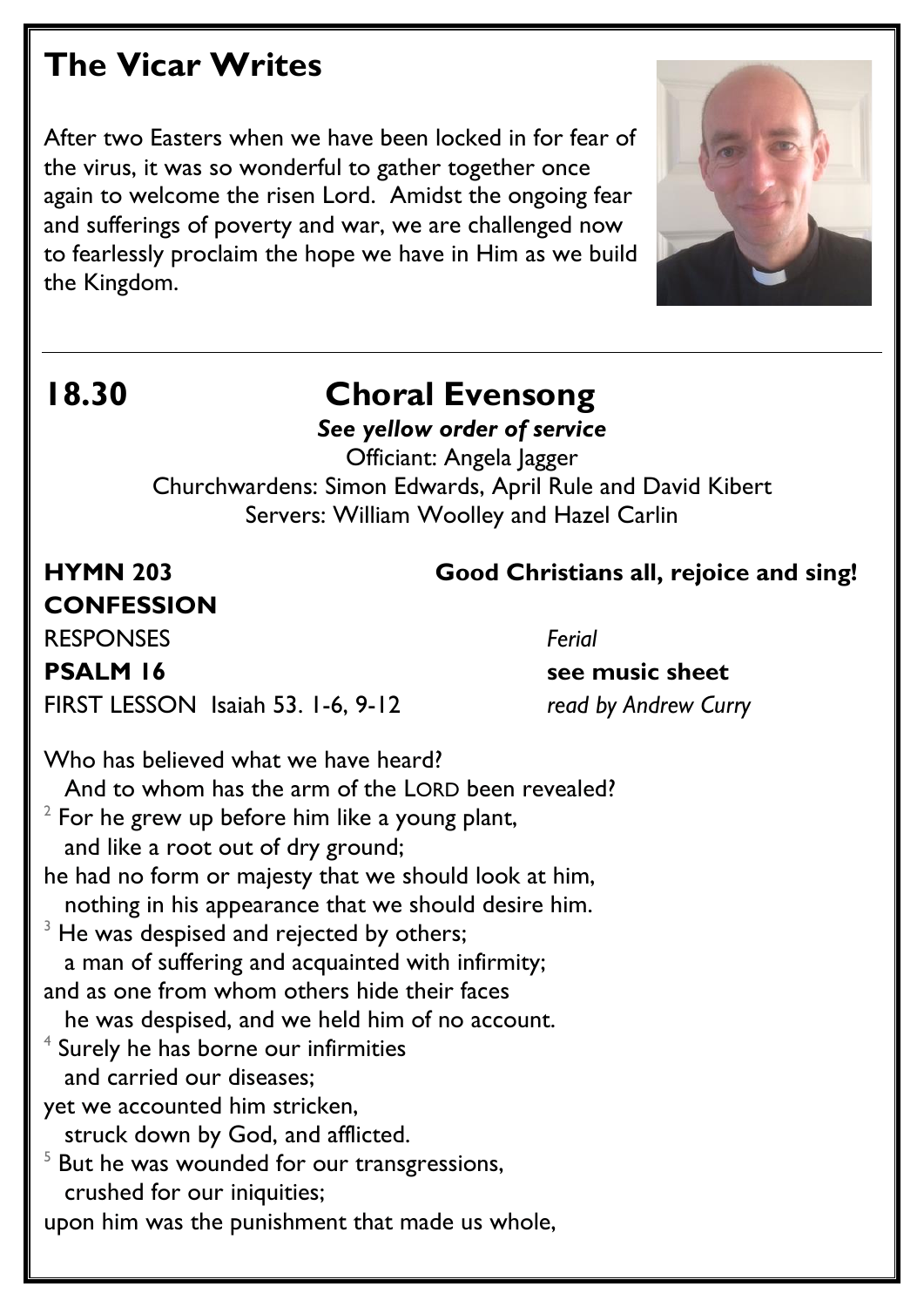## The Vicar Writes

After two Easters when we have been locked in for fear of the virus, it was so wonderful to gather together once again to welcome the risen Lord. Amidst the ongoing fear and sufferings of poverty and war, we are challenged now to fearlessly proclaim the hope we have in Him as we build the Kingdom.

---

## 18.30 Choral Evensong

***See yellow order of service***

Officiant: Angela Jagger

Churchwardens: Simon Edwards, April Rule and David Kibert

Servers: William Woolley and Hazel Carlin

**HYMN 203** **Good Christians all, rejoice and sing!**

**CONFESSION**

RESPONSES *Ferial*

**PSALM 16** **see music sheet**

FIRST LESSON Isaiah 53. 1-6, 9-12 *read by Andrew Curry*

Who has believed what we have heard?
  And to whom has the arm of the LORD been revealed?
[2] For he grew up before him like a young plant,
  and like a root out of dry ground;
he had no form or majesty that we should look at him,
  nothing in his appearance that we should desire him.
[3] He was despised and rejected by others;
  a man of suffering and acquainted with infirmity;
and as one from whom others hide their faces
  he was despised, and we held him of no account.
[4] Surely he has borne our infirmities
  and carried our diseases;
yet we accounted him stricken,
  struck down by God, and afflicted.
[5] But he was wounded for our transgressions,
  crushed for our iniquities;
upon him was the punishment that made us whole,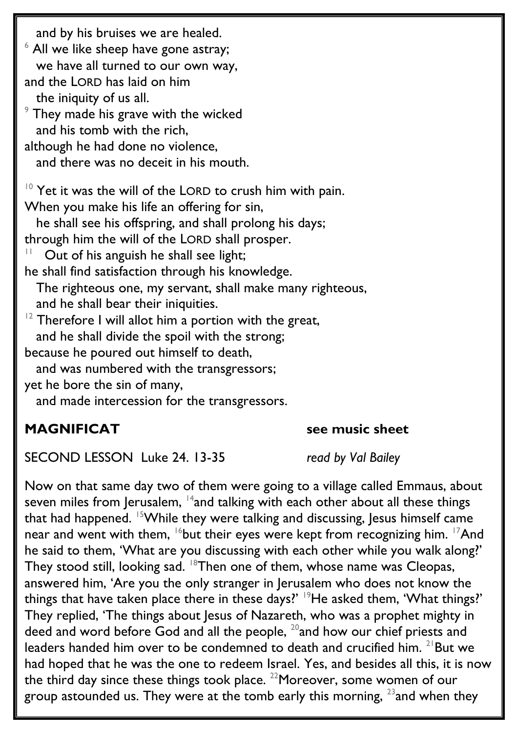and by his bruises we are healed.
[6] All we like sheep have gone astray;
we have all turned to our own way,
and the LORD has laid on him
the iniquity of us all.
[9] They made his grave with the wicked
and his tomb with the rich,
although he had done no violence,
and there was no deceit in his mouth.

[10] Yet it was the will of the LORD to crush him with pain.
When you make his life an offering for sin,
he shall see his offspring, and shall prolong his days;
through him the will of the LORD shall prosper.
[11] Out of his anguish he shall see light;
he shall find satisfaction through his knowledge.
The righteous one, my servant, shall make many righteous,
and he shall bear their iniquities.
[12] Therefore I will allot him a portion with the great,
and he shall divide the spoil with the strong;
because he poured out himself to death,
and was numbered with the transgressors;
yet he bore the sin of many,
and made intercession for the transgressors.

**MAGNIFICAT** **see music sheet**

SECOND LESSON Luke 24. 13-35 *read by Val Bailey*

Now on that same day two of them were going to a village called Emmaus, about seven miles from Jerusalem, [14]and talking with each other about all these things that had happened. [15]While they were talking and discussing, Jesus himself came near and went with them, [16]but their eyes were kept from recognizing him. [17]And he said to them, 'What are you discussing with each other while you walk along?' They stood still, looking sad. [18]Then one of them, whose name was Cleopas, answered him, 'Are you the only stranger in Jerusalem who does not know the things that have taken place there in these days?' [19]He asked them, 'What things?' They replied, 'The things about Jesus of Nazareth, who was a prophet mighty in deed and word before God and all the people, [20]and how our chief priests and leaders handed him over to be condemned to death and crucified him. [21]But we had hoped that he was the one to redeem Israel. Yes, and besides all this, it is now the third day since these things took place. [22]Moreover, some women of our group astounded us. They were at the tomb early this morning, [23]and when they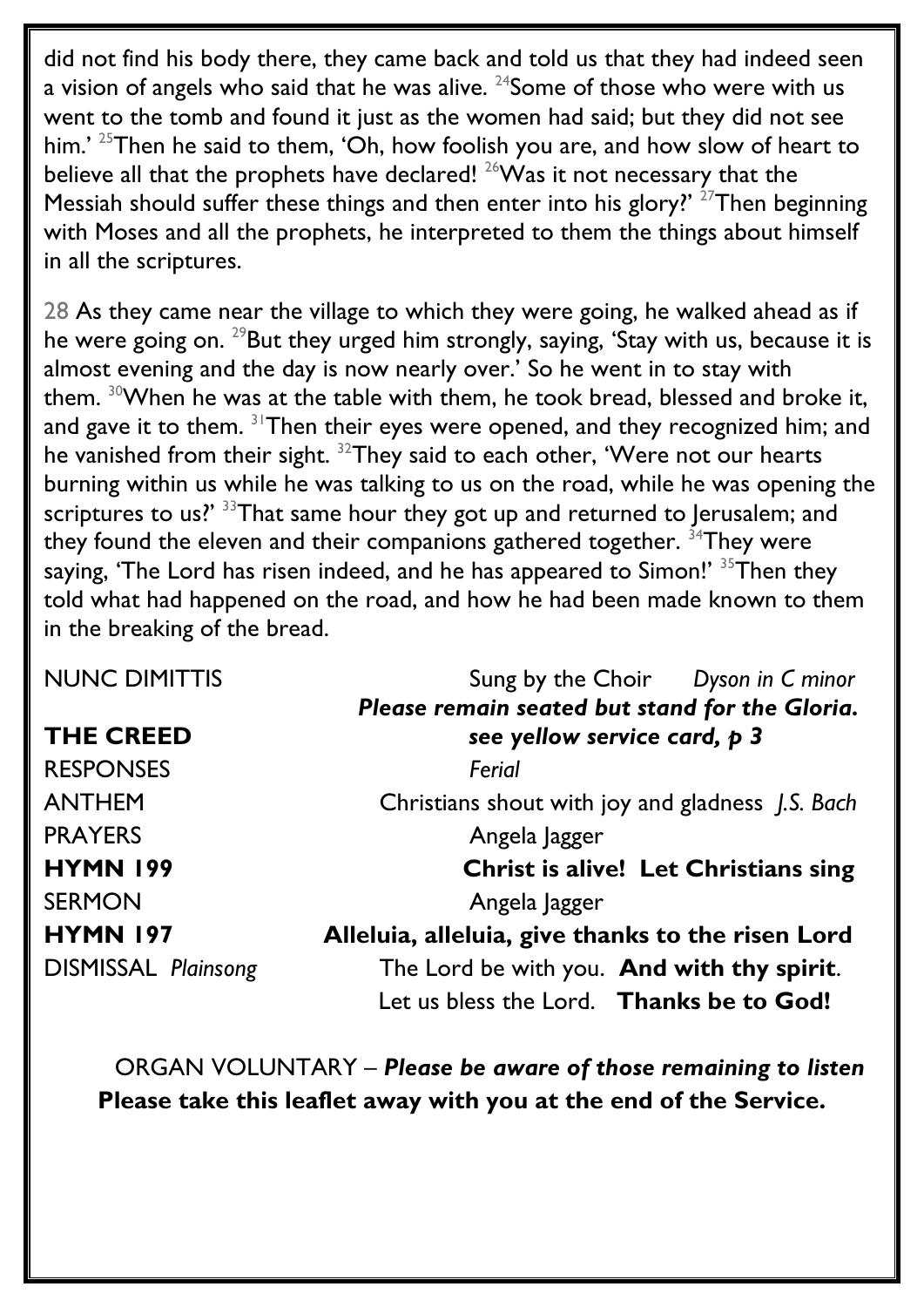did not find his body there, they came back and told us that they had indeed seen a vision of angels who said that he was alive. [24]Some of those who were with us went to the tomb and found it just as the women had said; but they did not see him.' [25]Then he said to them, 'Oh, how foolish you are, and how slow of heart to believe all that the prophets have declared! [26]Was it not necessary that the Messiah should suffer these things and then enter into his glory?' [27]Then beginning with Moses and all the prophets, he interpreted to them the things about himself in all the scriptures.

28 As they came near the village to which they were going, he walked ahead as if he were going on. [29]But they urged him strongly, saying, 'Stay with us, because it is almost evening and the day is now nearly over.' So he went in to stay with them. [30]When he was at the table with them, he took bread, blessed and broke it, and gave it to them. [31]Then their eyes were opened, and they recognized him; and he vanished from their sight. [32]They said to each other, 'Were not our hearts burning within us while he was talking to us on the road, while he was opening the scriptures to us?' [33]That same hour they got up and returned to Jerusalem; and they found the eleven and their companions gathered together. [34]They were saying, 'The Lord has risen indeed, and he has appeared to Simon!' [35]Then they told what had happened on the road, and how he had been made known to them in the breaking of the bread.

NUNC DIMITTIS — Sung by the Choir — *Dyson in C minor*

***Please remain seated but stand for the Gloria.***

**THE CREED** — ***see yellow service card, p 3***

RESPONSES — *Ferial*

ANTHEM — Christians shout with joy and gladness *J.S. Bach*

PRAYERS — Angela Jagger

**HYMN 199** — **Christ is alive! Let Christians sing**

SERMON — Angela Jagger

**HYMN 197** — **Alleluia, alleluia, give thanks to the risen Lord**

DISMISSAL *Plainsong* — The Lord be with you. **And with thy spirit**.
Let us bless the Lord. **Thanks be to God!**

ORGAN VOLUNTARY – ***Please be aware of those remaining to listen***

**Please take this leaflet away with you at the end of the Service.**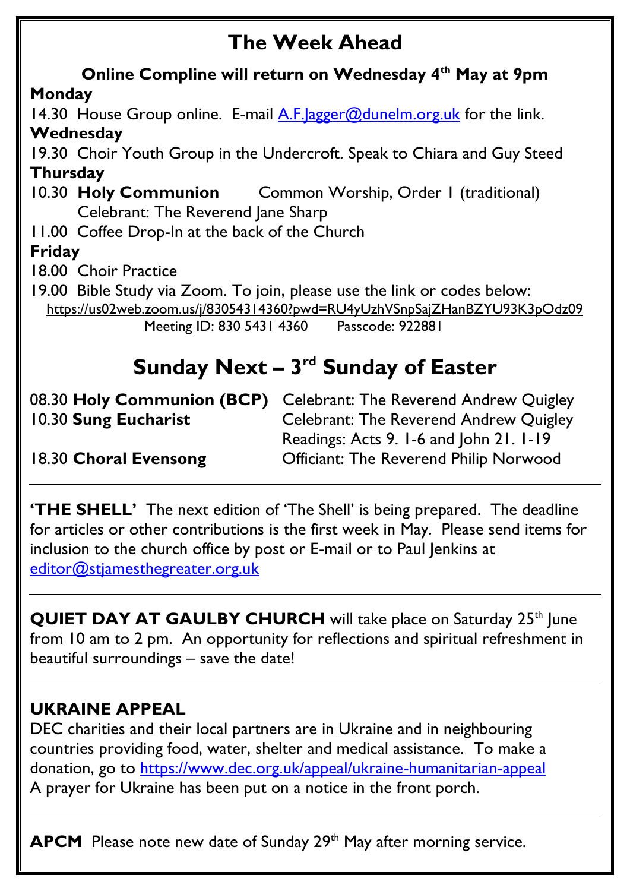# The Week Ahead

**Online Compline will return on Wednesday 4th May at 9pm**

**Monday**

14.30 House Group online. E-mail A.F.Jagger@dunelm.org.uk for the link.

**Wednesday**

19.30 Choir Youth Group in the Undercroft. Speak to Chiara and Guy Steed

**Thursday**

10.30 **Holy Communion** Common Worship, Order 1 (traditional)
Celebrant: The Reverend Jane Sharp

11.00 Coffee Drop-In at the back of the Church

**Friday**

18.00 Choir Practice

19.00 Bible Study via Zoom. To join, please use the link or codes below:
https://us02web.zoom.us/j/83054314360?pwd=RU4yUzhVSnpSajZHanBZYU93K3pOdz09
Meeting ID: 830 5431 4360 Passcode: 922881

# Sunday Next – 3rd Sunday of Easter

| | |
|---|---|
| 08.30 **Holy Communion (BCP)** | Celebrant: The Reverend Andrew Quigley |
| 10.30 **Sung Eucharist** | Celebrant: The Reverend Andrew Quigley<br>Readings: Acts 9. 1-6 and John 21. 1-19 |
| 18.30 **Choral Evensong** | Officiant: The Reverend Philip Norwood |

---

**'THE SHELL'** The next edition of 'The Shell' is being prepared. The deadline for articles or other contributions is the first week in May. Please send items for inclusion to the church office by post or E-mail or to Paul Jenkins at editor@stjamesthegreater.org.uk

---

**QUIET DAY AT GAULBY CHURCH** will take place on Saturday 25th June from 10 am to 2 pm. An opportunity for reflections and spiritual refreshment in beautiful surroundings – save the date!

---

**UKRAINE APPEAL**

DEC charities and their local partners are in Ukraine and in neighbouring countries providing food, water, shelter and medical assistance. To make a donation, go to https://www.dec.org.uk/appeal/ukraine-humanitarian-appeal
A prayer for Ukraine has been put on a notice in the front porch.

---

**APCM** Please note new date of Sunday 29th May after morning service.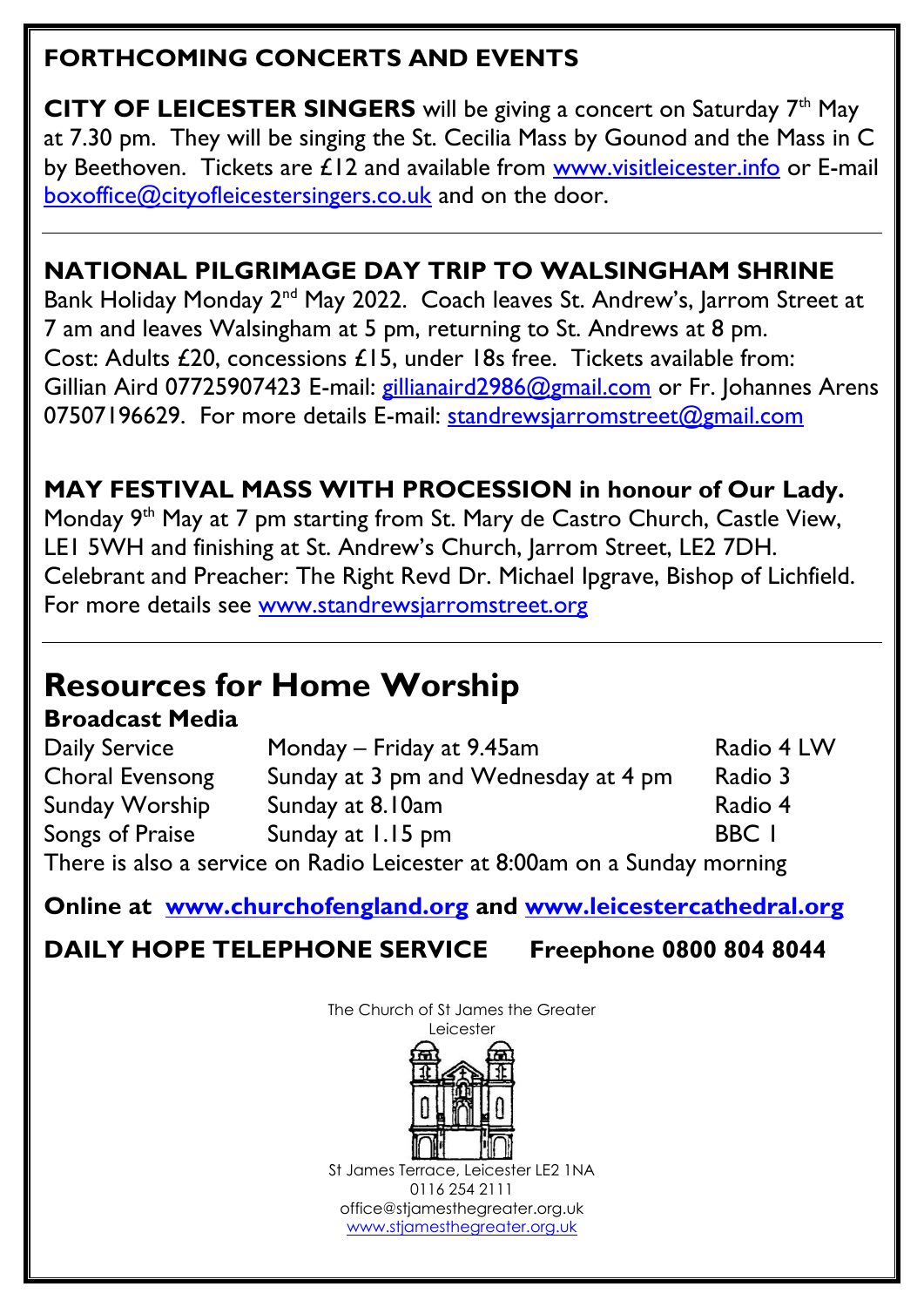## FORTHCOMING CONCERTS AND EVENTS

**CITY OF LEICESTER SINGERS** will be giving a concert on Saturday 7th May at 7.30 pm. They will be singing the St. Cecilia Mass by Gounod and the Mass in C by Beethoven. Tickets are £12 and available from www.visitleicester.info or E-mail boxoffice@cityofleicestersingers.co.uk and on the door.

---

## NATIONAL PILGRIMAGE DAY TRIP TO WALSINGHAM SHRINE

Bank Holiday Monday 2nd May 2022. Coach leaves St. Andrew's, Jarrom Street at 7 am and leaves Walsingham at 5 pm, returning to St. Andrews at 8 pm.
Cost: Adults £20, concessions £15, under 18s free. Tickets available from: Gillian Aird 07725907423 E-mail: gillianaird2986@gmail.com or Fr. Johannes Arens 07507196629. For more details E-mail: standrewsjarromstreet@gmail.com

## MAY FESTIVAL MASS WITH PROCESSION in honour of Our Lady.

Monday 9th May at 7 pm starting from St. Mary de Castro Church, Castle View, LE1 5WH and finishing at St. Andrew's Church, Jarrom Street, LE2 7DH.
Celebrant and Preacher: The Right Revd Dr. Michael Ipgrave, Bishop of Lichfield.
For more details see www.standrewsjarromstreet.org

---

# Resources for Home Worship

### Broadcast Media

| | | |
|---|---|---|
| Daily Service | Monday – Friday at 9.45am | Radio 4 LW |
| Choral Evensong | Sunday at 3 pm and Wednesday at 4 pm | Radio 3 |
| Sunday Worship | Sunday at 8.10am | Radio 4 |
| Songs of Praise | Sunday at 1.15 pm | BBC 1 |

There is also a service on Radio Leicester at 8:00am on a Sunday morning

**Online at www.churchofengland.org and www.leicestercathedral.org**

**DAILY HOPE TELEPHONE SERVICE Freephone 0800 804 8044**

The Church of St James the Greater
Leicester

St James Terrace, Leicester LE2 1NA
0116 254 2111
office@stjamesthegreater.org.uk
www.stjamesthegreater.org.uk